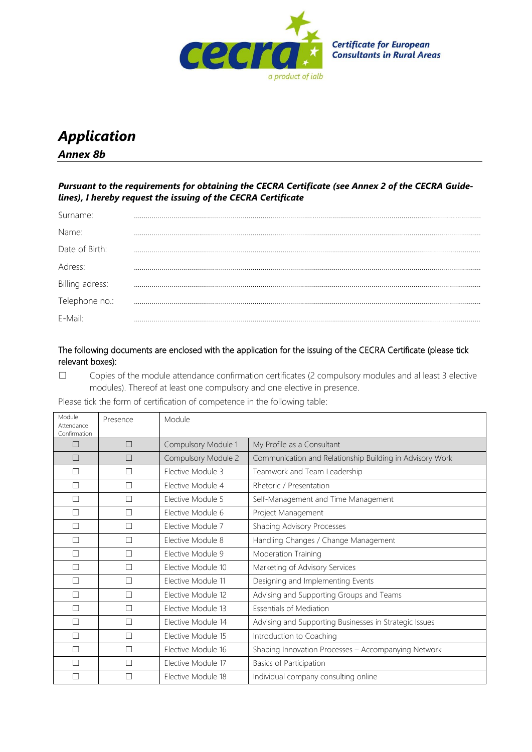cecra

a product of iaIb

Certificate for European Consultants in Rural Areas

# *Application*

## *Annex 8b*

***Pursuant to the requirements for obtaining the CECRA Certificate (see Annex 2 of the CECRA Guidelines), I hereby request the issuing of the CECRA Certificate***

Surname: ..............................................................................................................................................

Name: ..............................................................................................................................................

Date of Birth: ..............................................................................................................................................

Adress: ..............................................................................................................................................

Billing adress: ..............................................................................................................................................

Telephone no.: ..............................................................................................................................................

E-Mail: ..............................................................................................................................................

The following documents are enclosed with the application for the issuing of the CECRA Certificate (please tick relevant boxes):

☐ Copies of the module attendance confirmation certificates (2 compulsory modules and al least 3 elective modules). Thereof at least one compulsory and one elective in presence.

Please tick the form of certification of competence in the following table:

| Module Attendance Confirmation | Presence | Module | |
|---|---|---|---|
| ☐ | ☐ | Compulsory Module 1 | My Profile as a Consultant |
| ☐ | ☐ | Compulsory Module 2 | Communication and Relationship Building in Advisory Work |
| ☐ | ☐ | Elective Module 3 | Teamwork and Team Leadership |
| ☐ | ☐ | Elective Module 4 | Rhetoric / Presentation |
| ☐ | ☐ | Elective Module 5 | Self-Management and Time Management |
| ☐ | ☐ | Elective Module 6 | Project Management |
| ☐ | ☐ | Elective Module 7 | Shaping Advisory Processes |
| ☐ | ☐ | Elective Module 8 | Handling Changes / Change Management |
| ☐ | ☐ | Elective Module 9 | Moderation Training |
| ☐ | ☐ | Elective Module 10 | Marketing of Advisory Services |
| ☐ | ☐ | Elective Module 11 | Designing and Implementing Events |
| ☐ | ☐ | Elective Module 12 | Advising and Supporting Groups and Teams |
| ☐ | ☐ | Elective Module 13 | Essentials of Mediation |
| ☐ | ☐ | Elective Module 14 | Advising and Supporting Businesses in Strategic Issues |
| ☐ | ☐ | Elective Module 15 | Introduction to Coaching |
| ☐ | ☐ | Elective Module 16 | Shaping Innovation Processes – Accompanying Network |
| ☐ | ☐ | Elective Module 17 | Basics of Participation |
| ☐ | ☐ | Elective Module 18 | Individual company consulting online |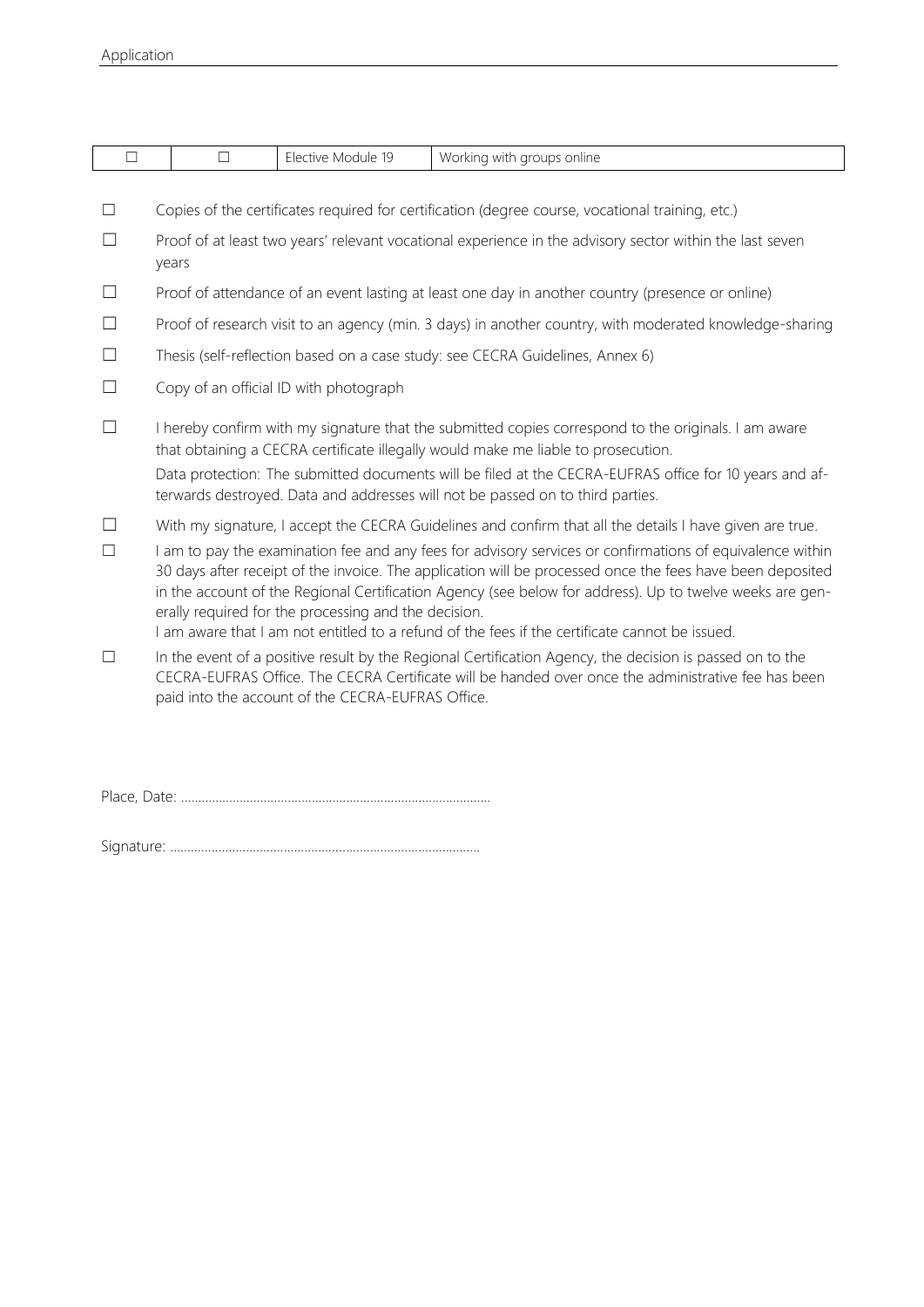| ☐ | ☐ | Elective Module 19 | Working with groups online |
|---|---|---|---|

- ☐ Copies of the certificates required for certification (degree course, vocational training, etc.)
- ☐ Proof of at least two years' relevant vocational experience in the advisory sector within the last seven years
- ☐ Proof of attendance of an event lasting at least one day in another country (presence or online)
- ☐ Proof of research visit to an agency (min. 3 days) in another country, with moderated knowledge-sharing
- ☐ Thesis (self-reflection based on a case study: see CECRA Guidelines, Annex 6)
- ☐ Copy of an official ID with photograph
- ☐ I hereby confirm with my signature that the submitted copies correspond to the originals. I am aware that obtaining a CECRA certificate illegally would make me liable to prosecution.

  Data protection: The submitted documents will be filed at the CECRA-EUFRAS office for 10 years and afterwards destroyed. Data and addresses will not be passed on to third parties.
- ☐ With my signature, I accept the CECRA Guidelines and confirm that all the details I have given are true.
- ☐ I am to pay the examination fee and any fees for advisory services or confirmations of equivalence within 30 days after receipt of the invoice. The application will be processed once the fees have been deposited in the account of the Regional Certification Agency (see below for address). Up to twelve weeks are generally required for the processing and the decision.

  I am aware that I am not entitled to a refund of the fees if the certificate cannot be issued.
- ☐ In the event of a positive result by the Regional Certification Agency, the decision is passed on to the CECRA-EUFRAS Office. The CECRA Certificate will be handed over once the administrative fee has been paid into the account of the CECRA-EUFRAS Office.

Place, Date: ..........................................................................................

Signature: ..........................................................................................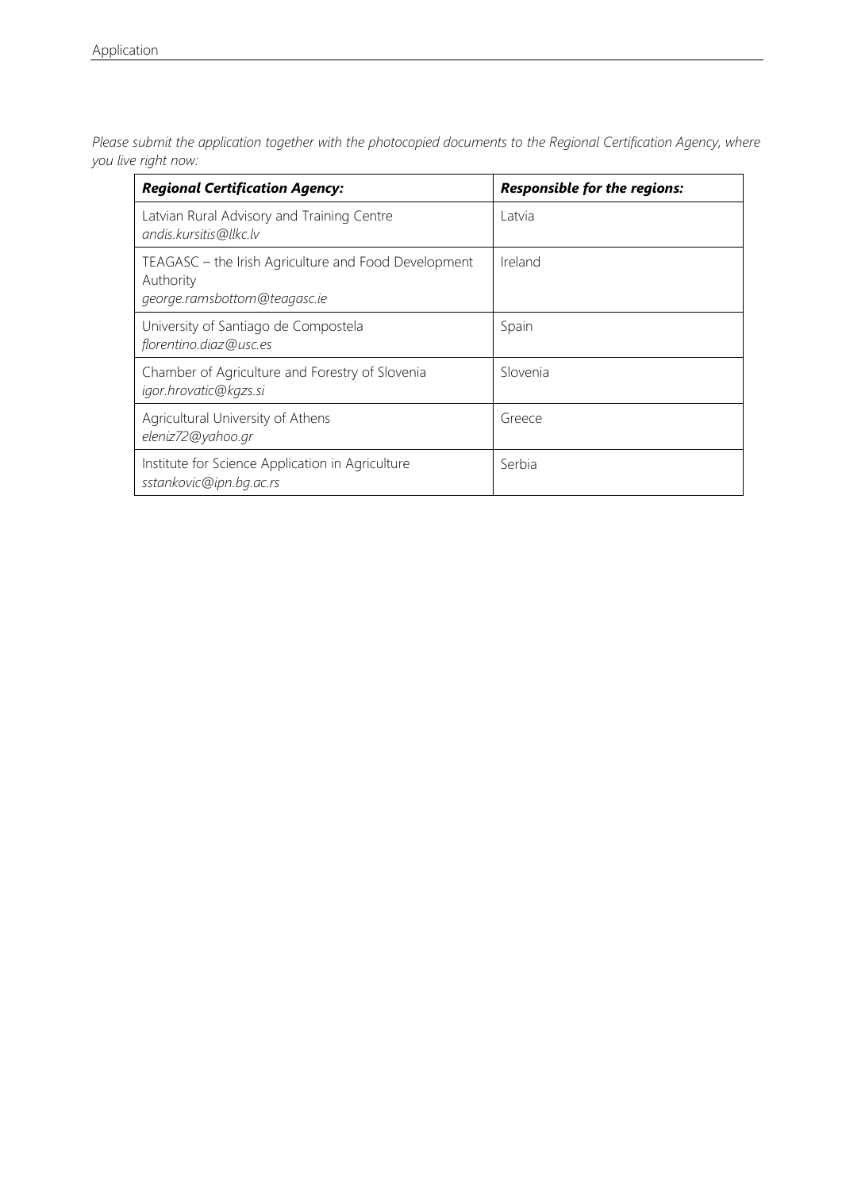*Please submit the application together with the photocopied documents to the Regional Certification Agency, where you live right now:*

| ***Regional Certification Agency:*** | ***Responsible for the regions:*** |
| --- | --- |
| Latvian Rural Advisory and Training Centre *andis.kursitis@llkc.lv* | Latvia |
| TEAGASC – the Irish Agriculture and Food Development Authority *george.ramsbottom@teagasc.ie* | Ireland |
| University of Santiago de Compostela *florentino.diaz@usc.es* | Spain |
| Chamber of Agriculture and Forestry of Slovenia *igor.hrovatic@kgzs.si* | Slovenia |
| Agricultural University of Athens *eleniz72@yahoo.gr* | Greece |
| Institute for Science Application in Agriculture *sstankovic@ipn.bg.ac.rs* | Serbia |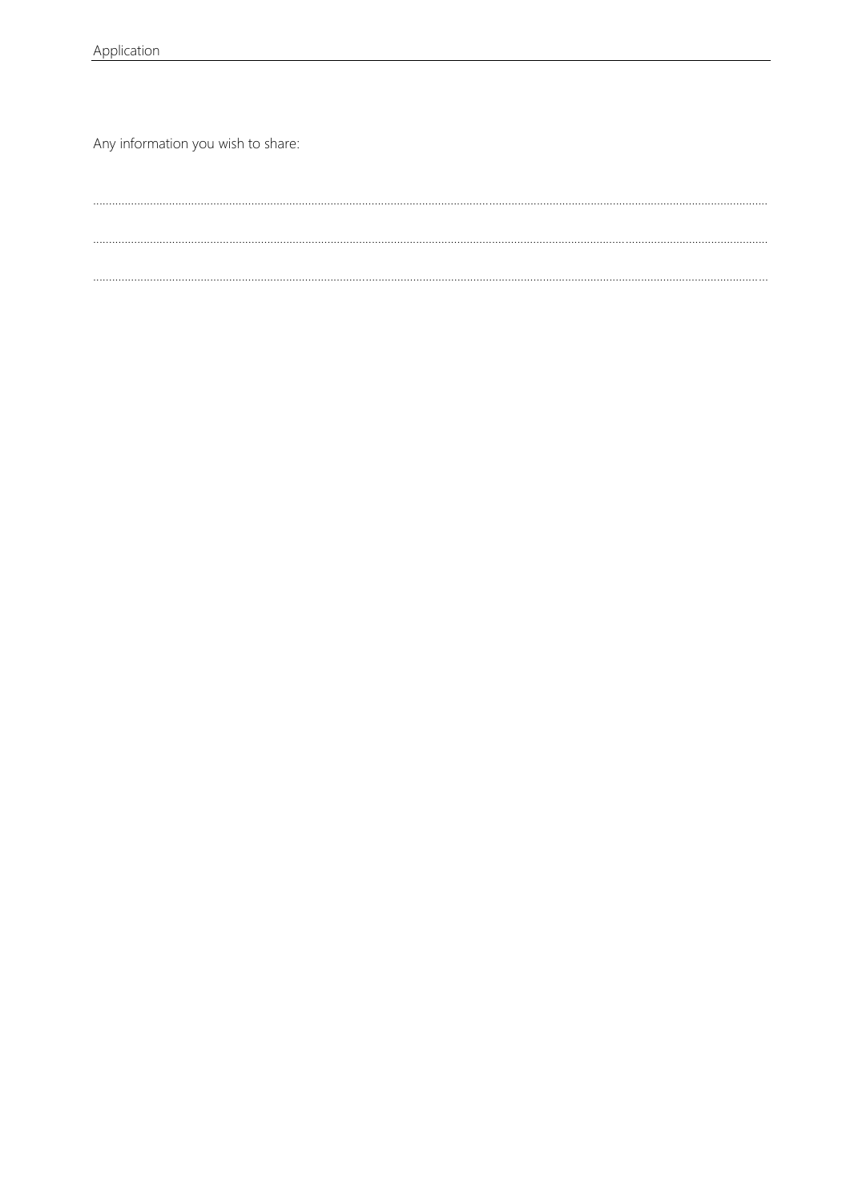Any information you wish to share:

................................................................................................................................................................................................................................................

................................................................................................................................................................................................................................................

................................................................................................................................................................................................................................................